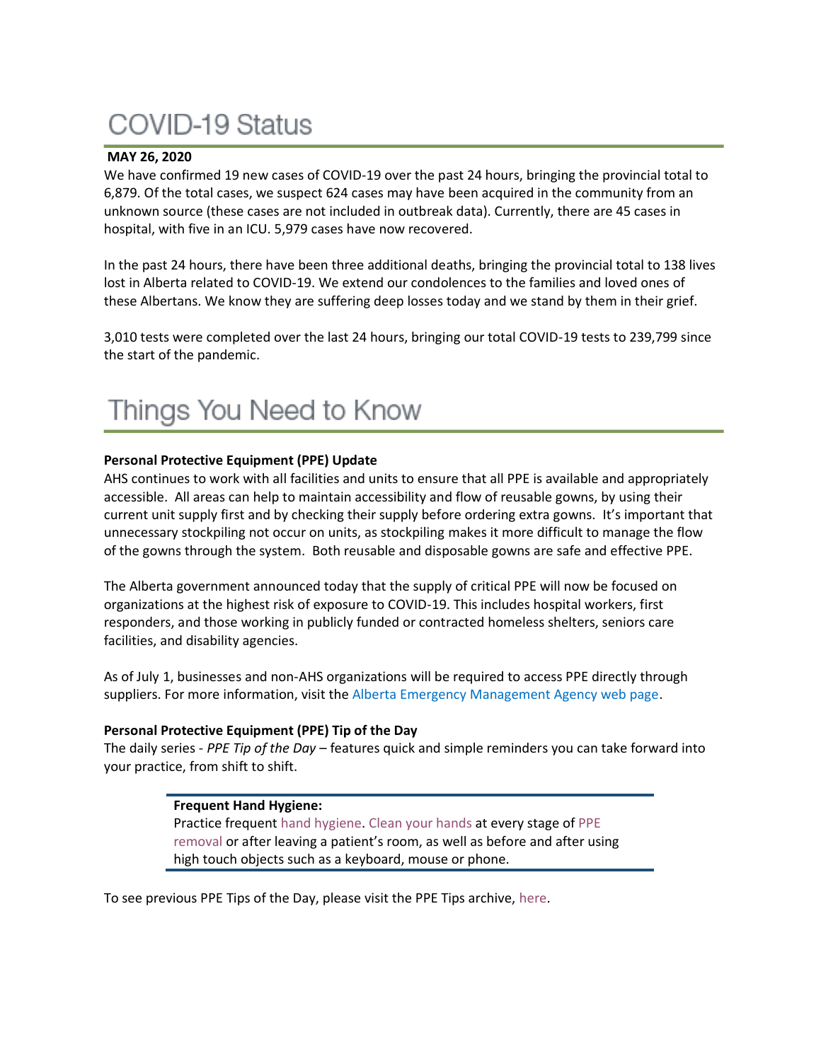# COVID-19 Status

**MAY 26, 2020**

We have confirmed 19 new cases of COVID-19 over the past 24 hours, bringing the provincial total to 6,879. Of the total cases, we suspect 624 cases may have been acquired in the community from an unknown source (these cases are not included in outbreak data). Currently, there are 45 cases in hospital, with five in an ICU. 5,979 cases have now recovered.

In the past 24 hours, there have been three additional deaths, bringing the provincial total to 138 lives lost in Alberta related to COVID-19. We extend our condolences to the families and loved ones of these Albertans. We know they are suffering deep losses today and we stand by them in their grief.

3,010 tests were completed over the last 24 hours, bringing our total COVID-19 tests to 239,799 since the start of the pandemic.

# Things You Need to Know

**Personal Protective Equipment (PPE) Update**

AHS continues to work with all facilities and units to ensure that all PPE is available and appropriately accessible. All areas can help to maintain accessibility and flow of reusable gowns, by using their current unit supply first and by checking their supply before ordering extra gowns. It's important that unnecessary stockpiling not occur on units, as stockpiling makes it more difficult to manage the flow of the gowns through the system. Both reusable and disposable gowns are safe and effective PPE.

The Alberta government announced today that the supply of critical PPE will now be focused on organizations at the highest risk of exposure to COVID-19. This includes hospital workers, first responders, and those working in publicly funded or contracted homeless shelters, seniors care facilities, and disability agencies.

As of July 1, businesses and non-AHS organizations will be required to access PPE directly through suppliers. For more information, visit the Alberta Emergency Management Agency web page.

**Personal Protective Equipment (PPE) Tip of the Day**

The daily series - *PPE Tip of the Day* – features quick and simple reminders you can take forward into your practice, from shift to shift.

> **Frequent Hand Hygiene:**
> Practice frequent hand hygiene. Clean your hands at every stage of PPE removal or after leaving a patient's room, as well as before and after using high touch objects such as a keyboard, mouse or phone.

To see previous PPE Tips of the Day, please visit the PPE Tips archive, here.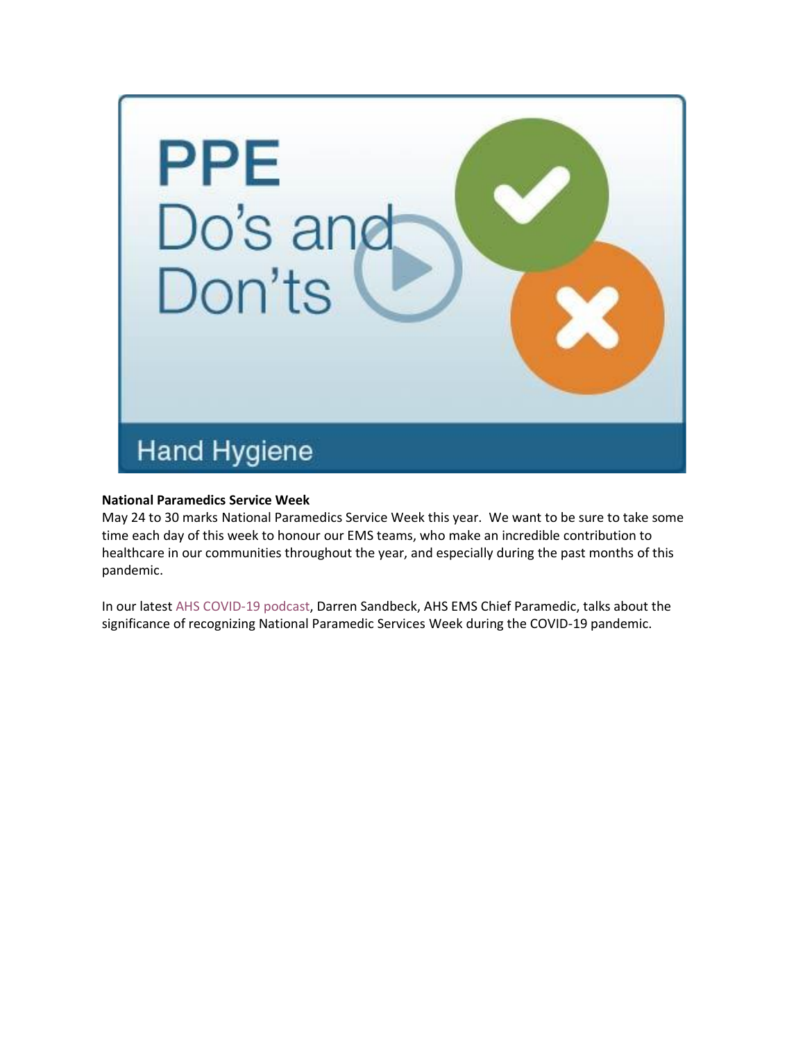PPE Do's and Don'ts

Hand Hygiene

**National Paramedics Service Week**

May 24 to 30 marks National Paramedics Service Week this year. We want to be sure to take some time each day of this week to honour our EMS teams, who make an incredible contribution to healthcare in our communities throughout the year, and especially during the past months of this pandemic.

In our latest AHS COVID-19 podcast, Darren Sandbeck, AHS EMS Chief Paramedic, talks about the significance of recognizing National Paramedic Services Week during the COVID-19 pandemic.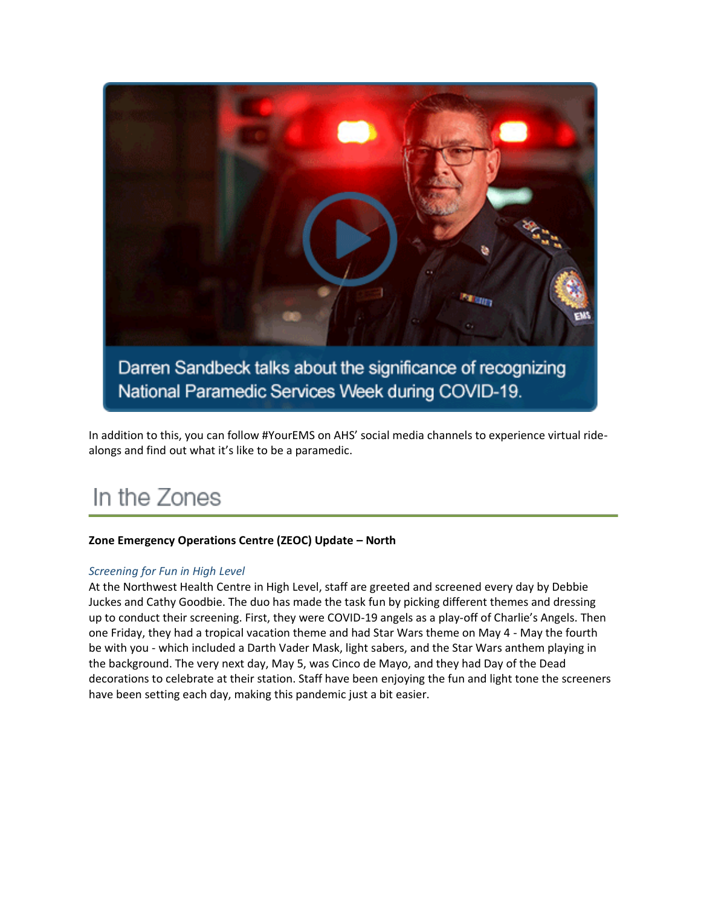Darren Sandbeck talks about the significance of recognizing National Paramedic Services Week during COVID-19.

In addition to this, you can follow #YourEMS on AHS' social media channels to experience virtual ride-alongs and find out what it's like to be a paramedic.

## In the Zones

**Zone Emergency Operations Centre (ZEOC) Update – North**

*Screening for Fun in High Level*

At the Northwest Health Centre in High Level, staff are greeted and screened every day by Debbie Juckes and Cathy Goodbie. The duo has made the task fun by picking different themes and dressing up to conduct their screening. First, they were COVID-19 angels as a play-off of Charlie's Angels. Then one Friday, they had a tropical vacation theme and had Star Wars theme on May 4 - May the fourth be with you - which included a Darth Vader Mask, light sabers, and the Star Wars anthem playing in the background. The very next day, May 5, was Cinco de Mayo, and they had Day of the Dead decorations to celebrate at their station. Staff have been enjoying the fun and light tone the screeners have been setting each day, making this pandemic just a bit easier.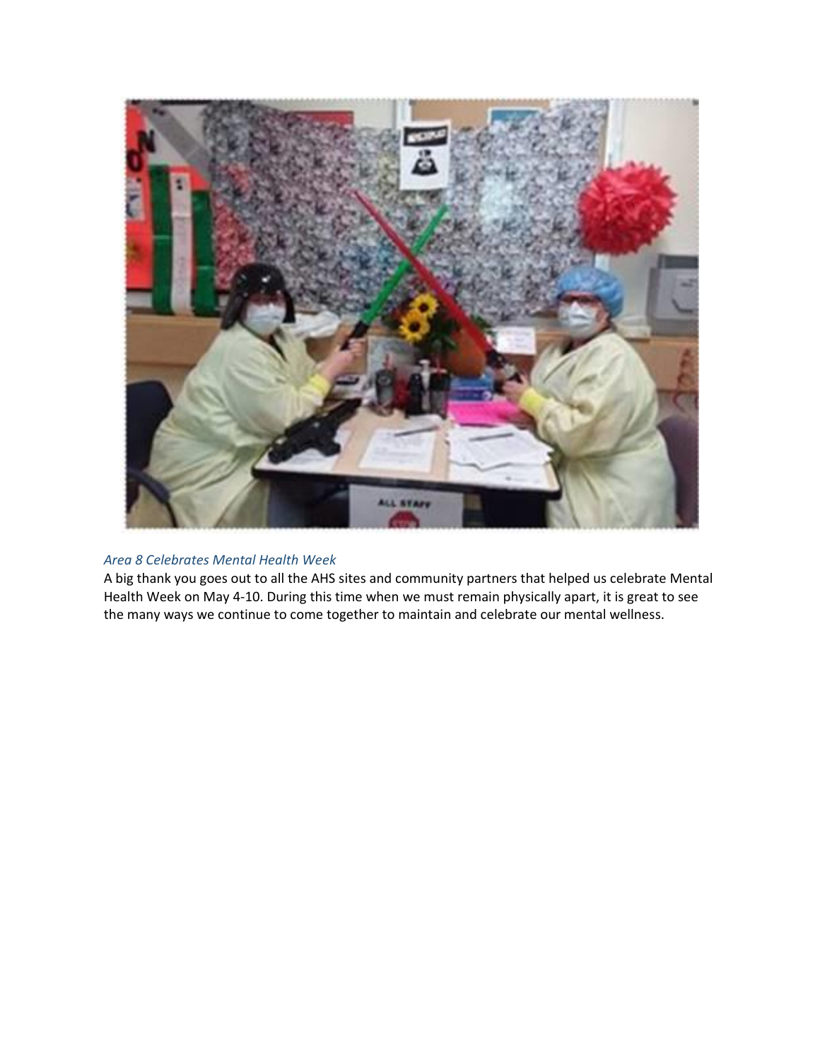*Area 8 Celebrates Mental Health Week*

A big thank you goes out to all the AHS sites and community partners that helped us celebrate Mental Health Week on May 4-10. During this time when we must remain physically apart, it is great to see the many ways we continue to come together to maintain and celebrate our mental wellness.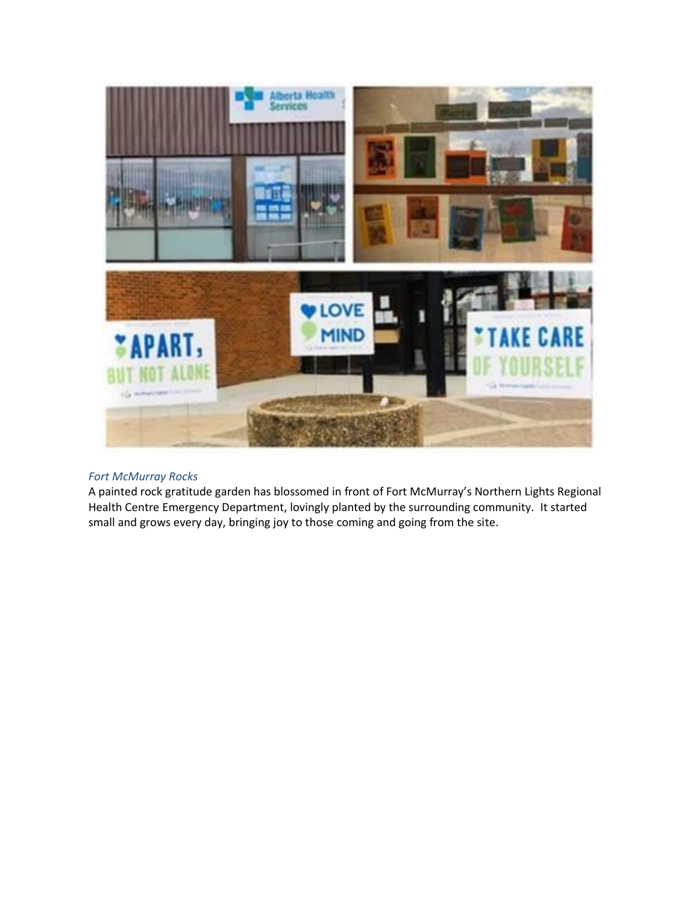*Fort McMurray Rocks*

A painted rock gratitude garden has blossomed in front of Fort McMurray's Northern Lights Regional Health Centre Emergency Department, lovingly planted by the surrounding community. It started small and grows every day, bringing joy to those coming and going from the site.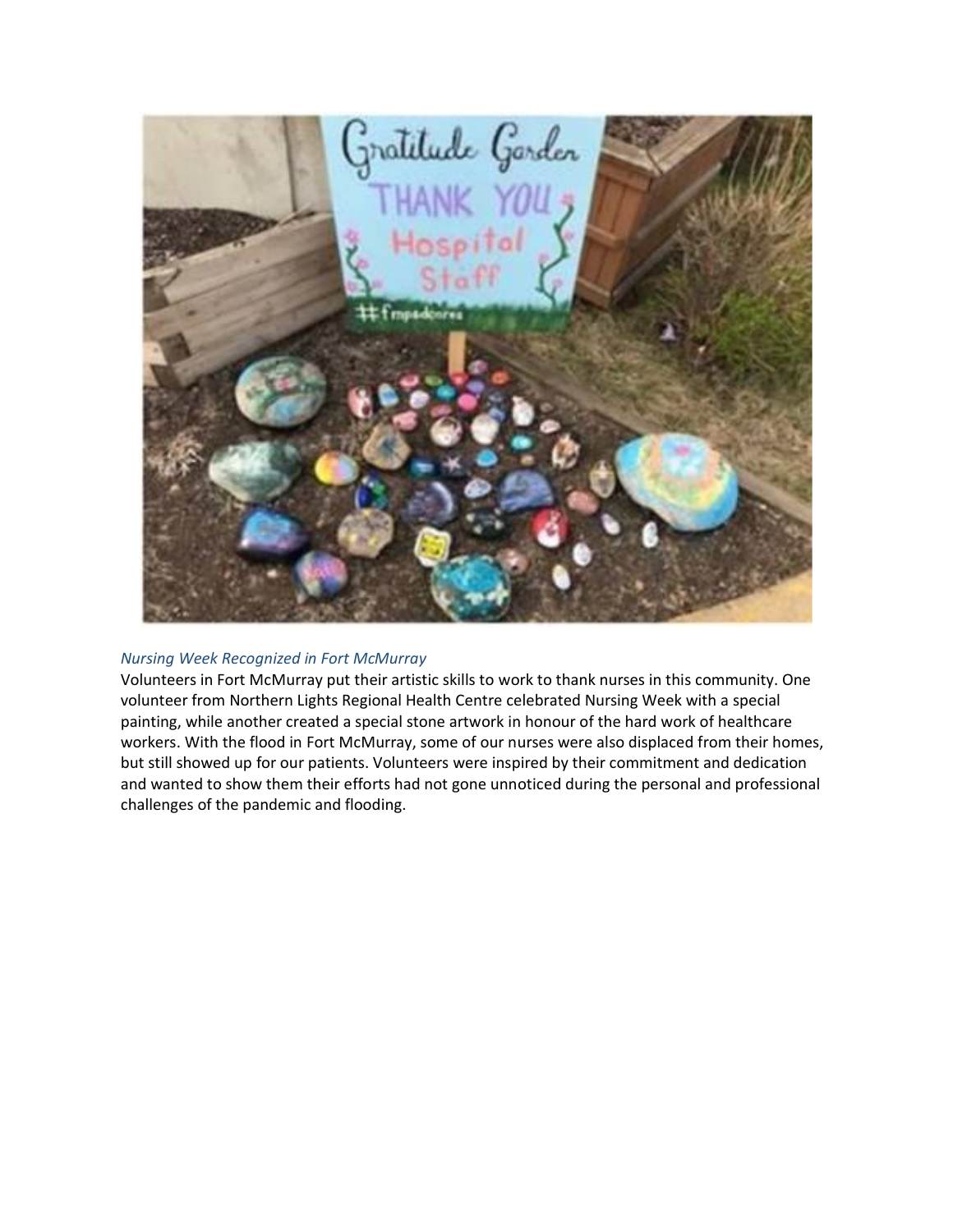*Nursing Week Recognized in Fort McMurray*

Volunteers in Fort McMurray put their artistic skills to work to thank nurses in this community. One volunteer from Northern Lights Regional Health Centre celebrated Nursing Week with a special painting, while another created a special stone artwork in honour of the hard work of healthcare workers. With the flood in Fort McMurray, some of our nurses were also displaced from their homes, but still showed up for our patients. Volunteers were inspired by their commitment and dedication and wanted to show them their efforts had not gone unnoticed during the personal and professional challenges of the pandemic and flooding.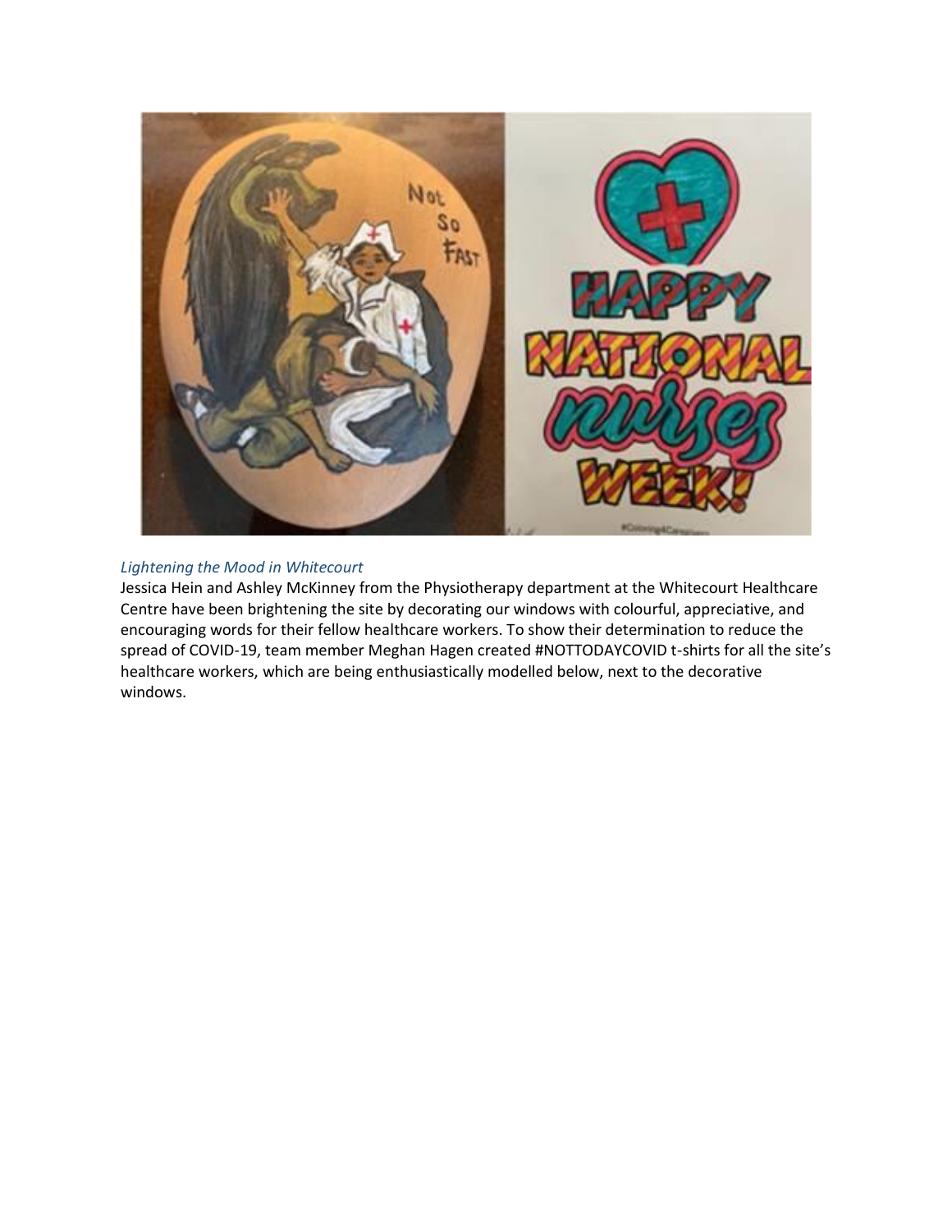*Lightening the Mood in Whitecourt*

Jessica Hein and Ashley McKinney from the Physiotherapy department at the Whitecourt Healthcare Centre have been brightening the site by decorating our windows with colourful, appreciative, and encouraging words for their fellow healthcare workers. To show their determination to reduce the spread of COVID-19, team member Meghan Hagen created #NOTTODAYCOVID t-shirts for all the site's healthcare workers, which are being enthusiastically modelled below, next to the decorative windows.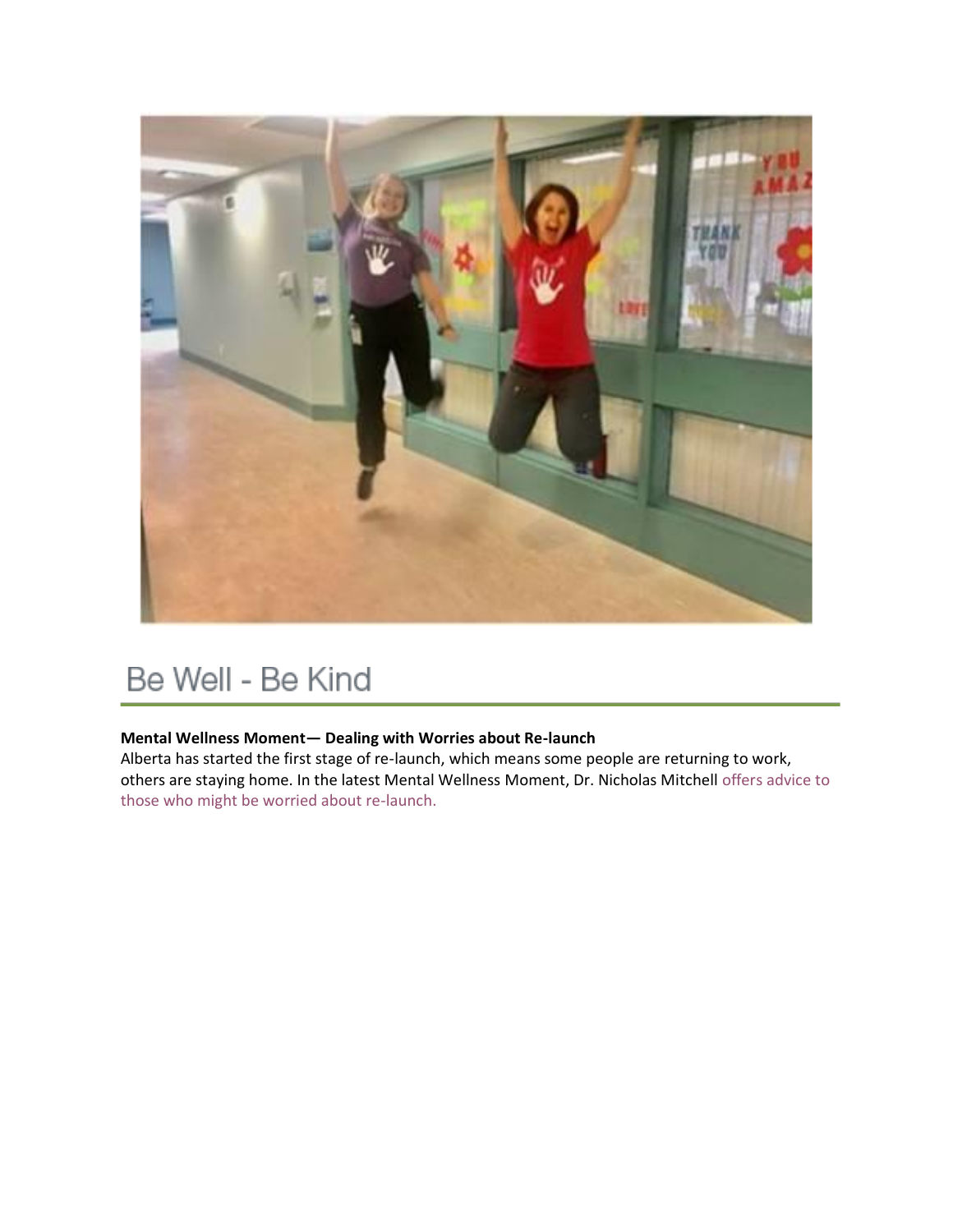## Be Well - Be Kind

**Mental Wellness Moment— Dealing with Worries about Re-launch**

Alberta has started the first stage of re-launch, which means some people are returning to work, others are staying home. In the latest Mental Wellness Moment, Dr. Nicholas Mitchell offers advice to those who might be worried about re-launch.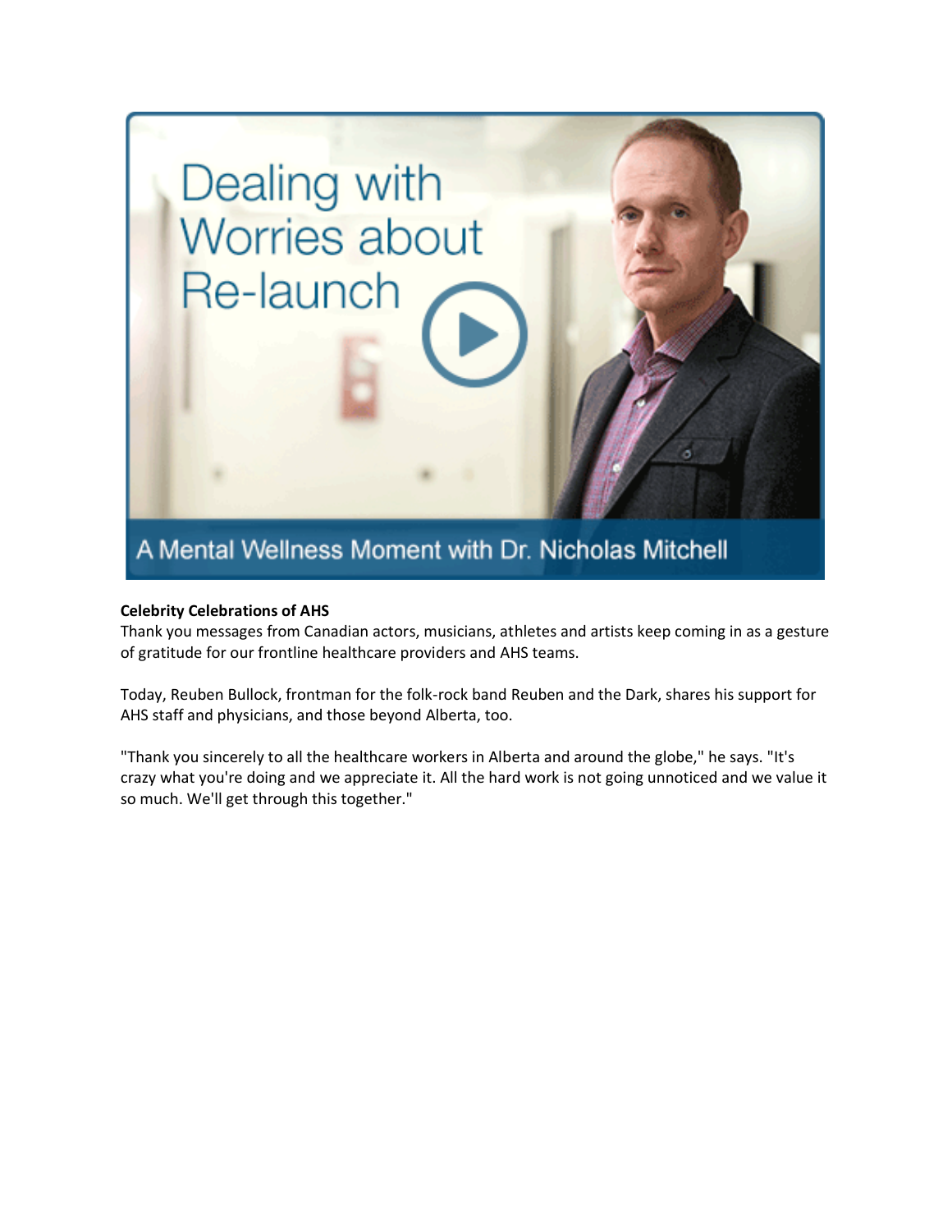Dealing with Worries about Re-launch

A Mental Wellness Moment with Dr. Nicholas Mitchell

**Celebrity Celebrations of AHS**

Thank you messages from Canadian actors, musicians, athletes and artists keep coming in as a gesture of gratitude for our frontline healthcare providers and AHS teams.

Today, Reuben Bullock, frontman for the folk-rock band Reuben and the Dark, shares his support for AHS staff and physicians, and those beyond Alberta, too.

"Thank you sincerely to all the healthcare workers in Alberta and around the globe," he says. "It's crazy what you're doing and we appreciate it. All the hard work is not going unnoticed and we value it so much. We'll get through this together."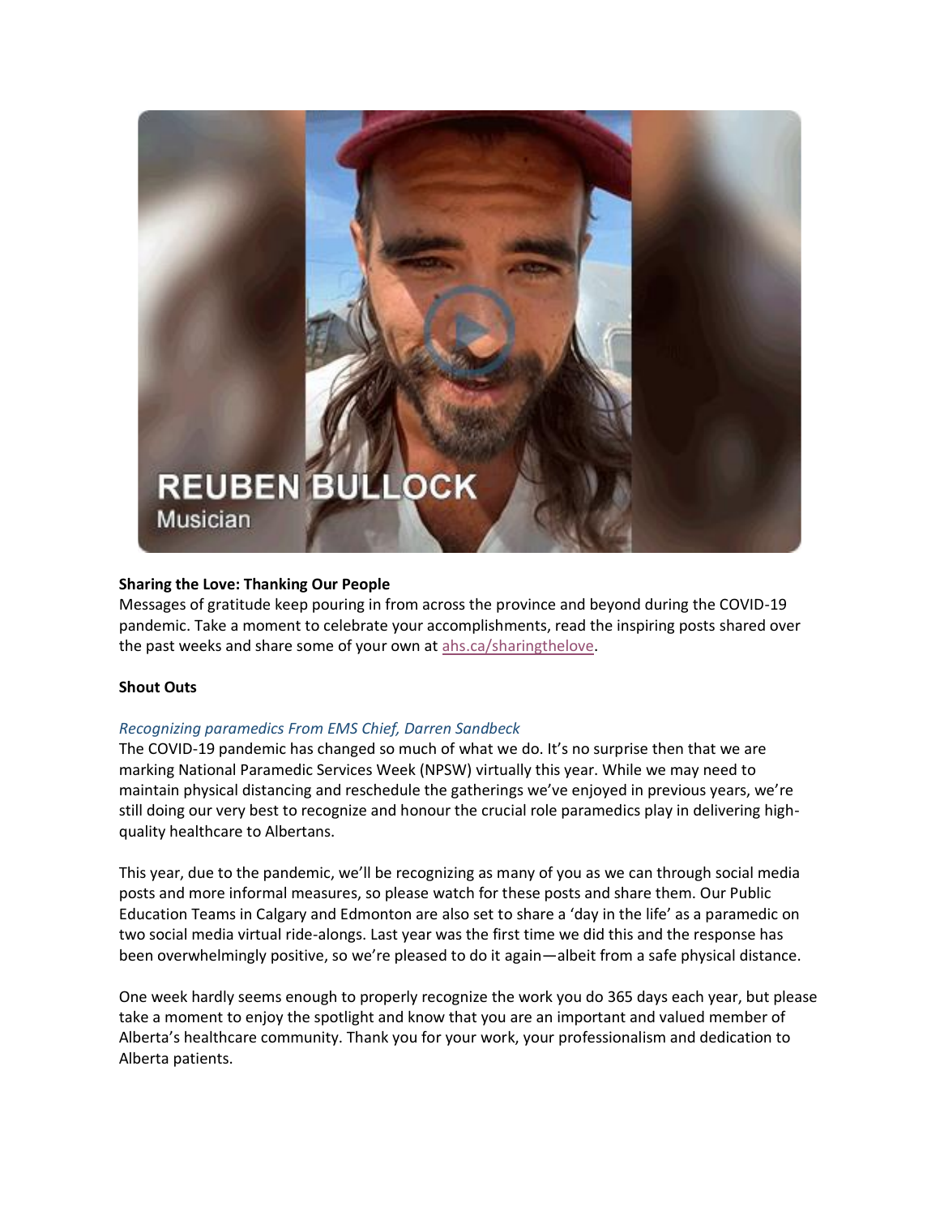**Sharing the Love: Thanking Our People**

Messages of gratitude keep pouring in from across the province and beyond during the COVID-19 pandemic. Take a moment to celebrate your accomplishments, read the inspiring posts shared over the past weeks and share some of your own at [ahs.ca/sharingthelove](ahs.ca/sharingthelove).

**Shout Outs**

*Recognizing paramedics From EMS Chief, Darren Sandbeck*

The COVID-19 pandemic has changed so much of what we do. It's no surprise then that we are marking National Paramedic Services Week (NPSW) virtually this year. While we may need to maintain physical distancing and reschedule the gatherings we've enjoyed in previous years, we're still doing our very best to recognize and honour the crucial role paramedics play in delivering high-quality healthcare to Albertans.

This year, due to the pandemic, we'll be recognizing as many of you as we can through social media posts and more informal measures, so please watch for these posts and share them. Our Public Education Teams in Calgary and Edmonton are also set to share a 'day in the life' as a paramedic on two social media virtual ride-alongs. Last year was the first time we did this and the response has been overwhelmingly positive, so we're pleased to do it again—albeit from a safe physical distance.

One week hardly seems enough to properly recognize the work you do 365 days each year, but please take a moment to enjoy the spotlight and know that you are an important and valued member of Alberta's healthcare community. Thank you for your work, your professionalism and dedication to Alberta patients.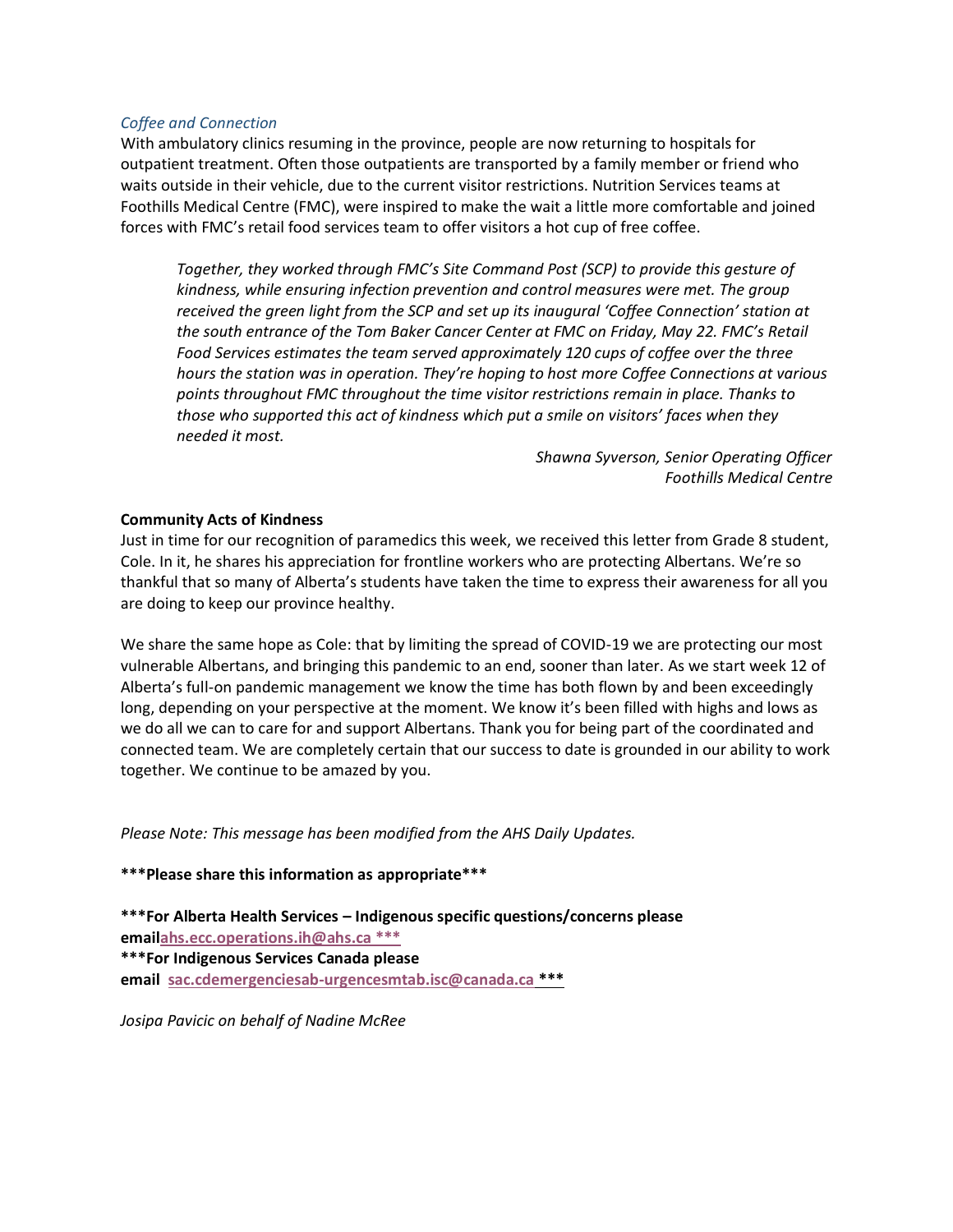*Coffee and Connection*

With ambulatory clinics resuming in the province, people are now returning to hospitals for outpatient treatment. Often those outpatients are transported by a family member or friend who waits outside in their vehicle, due to the current visitor restrictions. Nutrition Services teams at Foothills Medical Centre (FMC), were inspired to make the wait a little more comfortable and joined forces with FMC's retail food services team to offer visitors a hot cup of free coffee.

> *Together, they worked through FMC's Site Command Post (SCP) to provide this gesture of kindness, while ensuring infection prevention and control measures were met. The group received the green light from the SCP and set up its inaugural 'Coffee Connection' station at the south entrance of the Tom Baker Cancer Center at FMC on Friday, May 22. FMC's Retail Food Services estimates the team served approximately 120 cups of coffee over the three hours the station was in operation. They're hoping to host more Coffee Connections at various points throughout FMC throughout the time visitor restrictions remain in place. Thanks to those who supported this act of kindness which put a smile on visitors' faces when they needed it most.*
>
> *Shawna Syverson, Senior Operating Officer*
> *Foothills Medical Centre*

**Community Acts of Kindness**

Just in time for our recognition of paramedics this week, we received this letter from Grade 8 student, Cole. In it, he shares his appreciation for frontline workers who are protecting Albertans. We're so thankful that so many of Alberta's students have taken the time to express their awareness for all you are doing to keep our province healthy.

We share the same hope as Cole: that by limiting the spread of COVID-19 we are protecting our most vulnerable Albertans, and bringing this pandemic to an end, sooner than later. As we start week 12 of Alberta's full-on pandemic management we know the time has both flown by and been exceedingly long, depending on your perspective at the moment. We know it's been filled with highs and lows as we do all we can to care for and support Albertans. Thank you for being part of the coordinated and connected team. We are completely certain that our success to date is grounded in our ability to work together. We continue to be amazed by you.

*Please Note: This message has been modified from the AHS Daily Updates.*

**\*\*\*Please share this information as appropriate\*\*\***

**\*\*\*For Alberta Health Services – Indigenous specific questions/concerns please email ahs.ecc.operations.ih@ahs.ca \*\*\***
**\*\*\*For Indigenous Services Canada please email sac.cdemergenciesab-urgencesmtab.isc@canada.ca \*\*\***

*Josipa Pavicic on behalf of Nadine McRee*